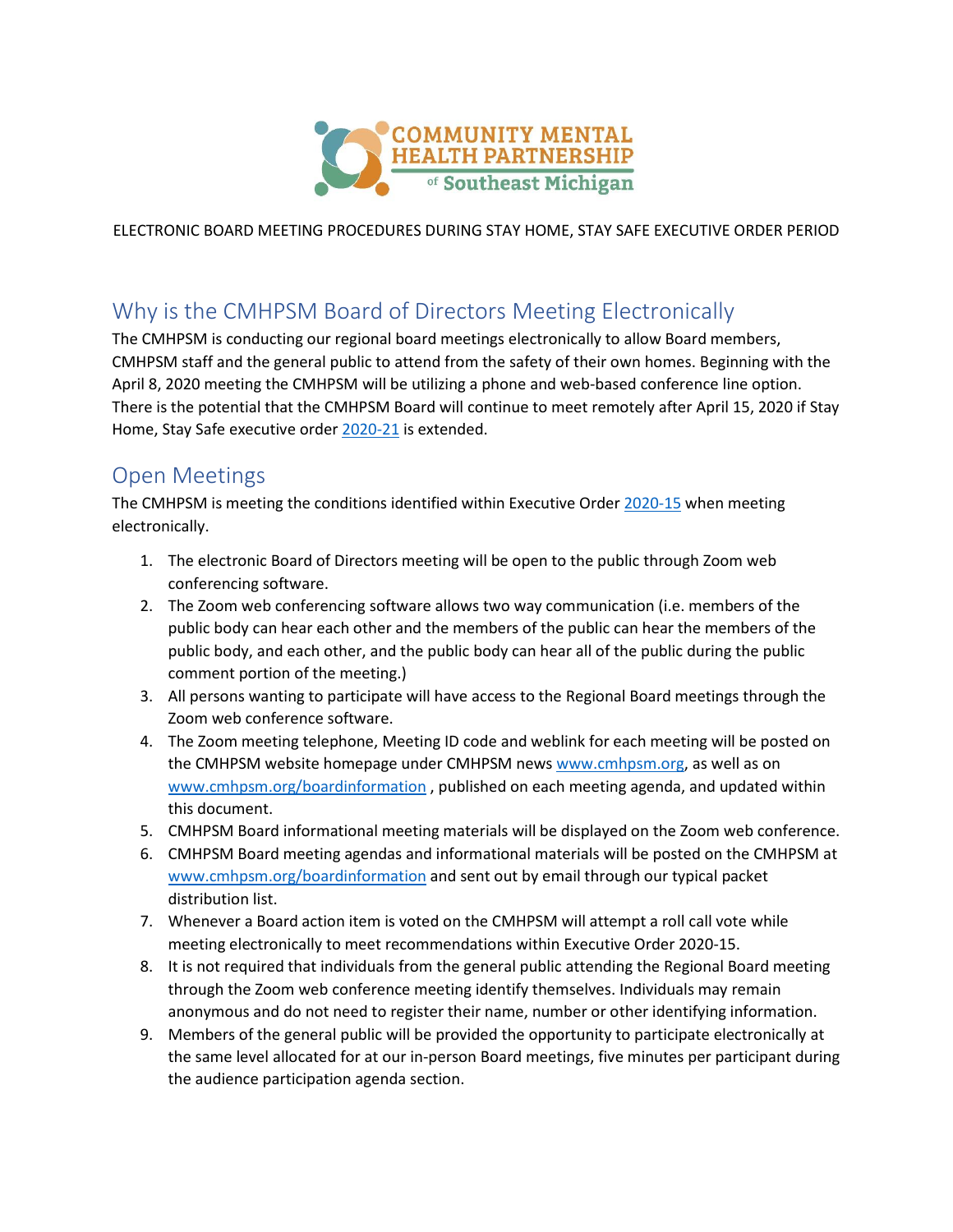COMMUNITY MENTAL HEALTH PARTNERSHIP of Southeast Michigan

ELECTRONIC BOARD MEETING PROCEDURES DURING STAY HOME, STAY SAFE EXECUTIVE ORDER PERIOD

## Why is the CMHPSM Board of Directors Meeting Electronically

The CMHPSM is conducting our regional board meetings electronically to allow Board members, CMHPSM staff and the general public to attend from the safety of their own homes. Beginning with the April 8, 2020 meeting the CMHPSM will be utilizing a phone and web-based conference line option. There is the potential that the CMHPSM Board will continue to meet remotely after April 15, 2020 if Stay Home, Stay Safe executive order [2020-21] is extended.

## Open Meetings

The CMHPSM is meeting the conditions identified within Executive Order [2020-15] when meeting electronically.

1. The electronic Board of Directors meeting will be open to the public through Zoom web conferencing software.
2. The Zoom web conferencing software allows two way communication (i.e. members of the public body can hear each other and the members of the public can hear the members of the public body, and each other, and the public body can hear all of the public during the public comment portion of the meeting.)
3. All persons wanting to participate will have access to the Regional Board meetings through the Zoom web conference software.
4. The Zoom meeting telephone, Meeting ID code and weblink for each meeting will be posted on the CMHPSM website homepage under CMHPSM news www.cmhpsm.org, as well as on www.cmhpsm.org/boardinformation , published on each meeting agenda, and updated within this document.
5. CMHPSM Board informational meeting materials will be displayed on the Zoom web conference.
6. CMHPSM Board meeting agendas and informational materials will be posted on the CMHPSM at www.cmhpsm.org/boardinformation and sent out by email through our typical packet distribution list.
7. Whenever a Board action item is voted on the CMHPSM will attempt a roll call vote while meeting electronically to meet recommendations within Executive Order 2020-15.
8. It is not required that individuals from the general public attending the Regional Board meeting through the Zoom web conference meeting identify themselves. Individuals may remain anonymous and do not need to register their name, number or other identifying information.
9. Members of the general public will be provided the opportunity to participate electronically at the same level allocated for at our in-person Board meetings, five minutes per participant during the audience participation agenda section.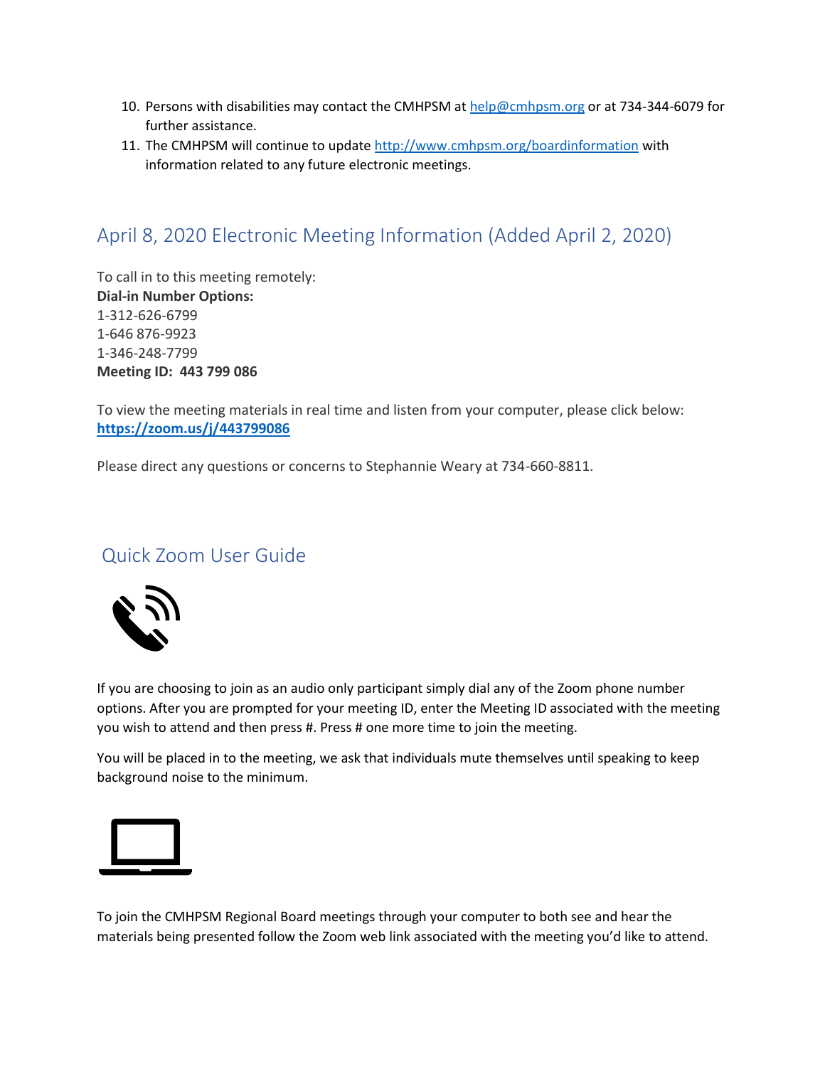10. Persons with disabilities may contact the CMHPSM at help@cmhpsm.org or at 734-344-6079 for further assistance.
11. The CMHPSM will continue to update http://www.cmhpsm.org/boardinformation with information related to any future electronic meetings.

## April 8, 2020 Electronic Meeting Information (Added April 2, 2020)

To call in to this meeting remotely:
**Dial-in Number Options:**
1-312-626-6799
1-646 876-9923
1-346-248-7799
**Meeting ID: 443 799 086**

To view the meeting materials in real time and listen from your computer, please click below:
**https://zoom.us/j/443799086**

Please direct any questions or concerns to Stephannie Weary at 734-660-8811.

## Quick Zoom User Guide

If you are choosing to join as an audio only participant simply dial any of the Zoom phone number options. After you are prompted for your meeting ID, enter the Meeting ID associated with the meeting you wish to attend and then press #. Press # one more time to join the meeting.

You will be placed in to the meeting, we ask that individuals mute themselves until speaking to keep background noise to the minimum.

To join the CMHPSM Regional Board meetings through your computer to both see and hear the materials being presented follow the Zoom web link associated with the meeting you'd like to attend.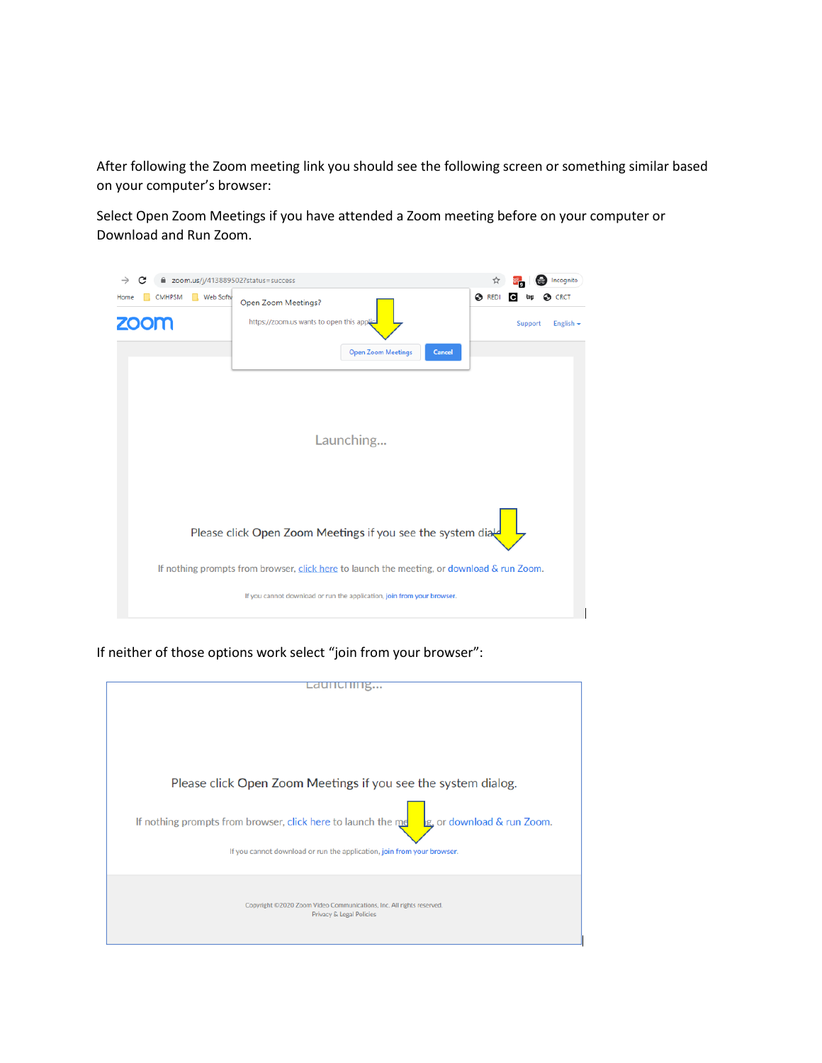After following the Zoom meeting link you should see the following screen or something similar based on your computer's browser:

Select Open Zoom Meetings if you have attended a Zoom meeting before on your computer or Download and Run Zoom.

If neither of those options work select "join from your browser":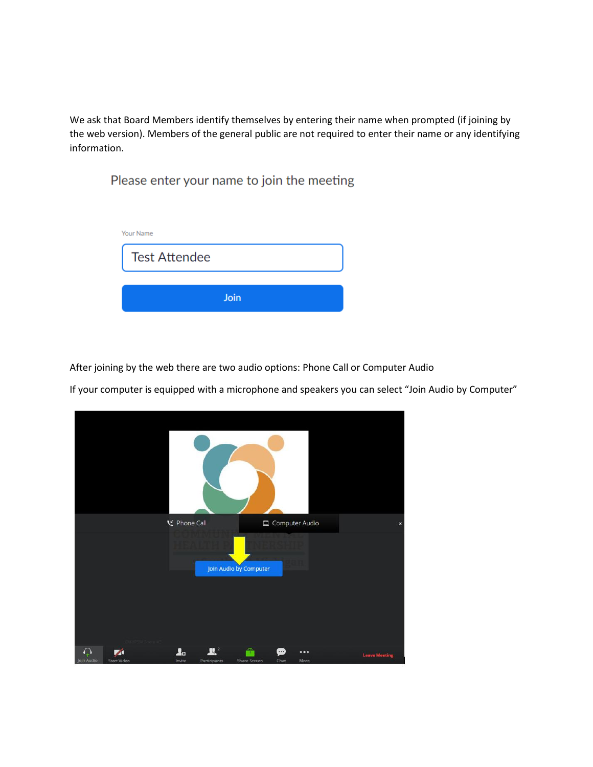We ask that Board Members identify themselves by entering their name when prompted (if joining by the web version). Members of the general public are not required to enter their name or any identifying information.

Please enter your name to join the meeting

Your Name

Test Attendee

Join

After joining by the web there are two audio options: Phone Call or Computer Audio

If your computer is equipped with a microphone and speakers you can select "Join Audio by Computer"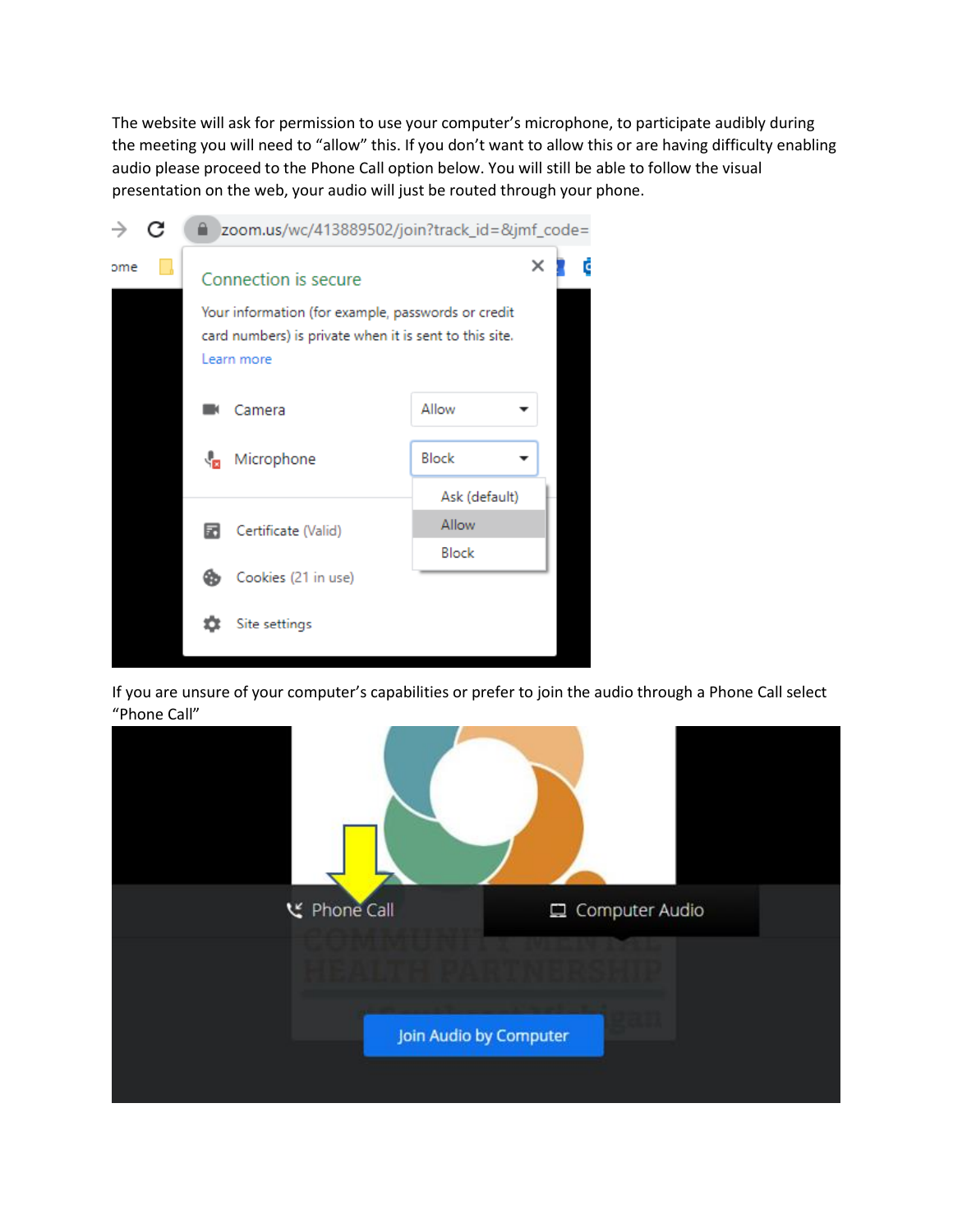The website will ask for permission to use your computer's microphone, to participate audibly during the meeting you will need to "allow" this. If you don't want to allow this or are having difficulty enabling audio please proceed to the Phone Call option below. You will still be able to follow the visual presentation on the web, your audio will just be routed through your phone.

If you are unsure of your computer's capabilities or prefer to join the audio through a Phone Call select "Phone Call"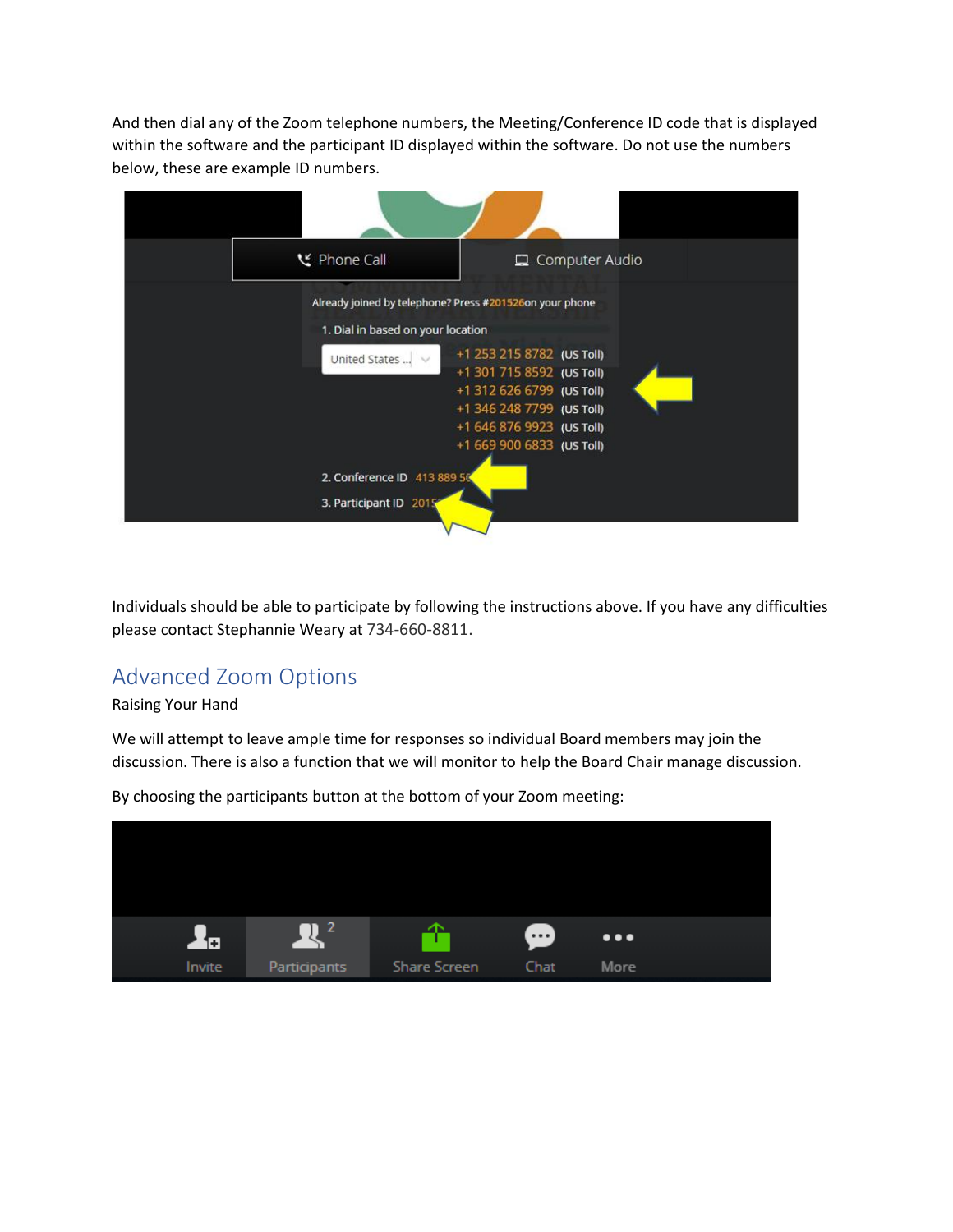And then dial any of the Zoom telephone numbers, the Meeting/Conference ID code that is displayed within the software and the participant ID displayed within the software. Do not use the numbers below, these are example ID numbers.

Individuals should be able to participate by following the instructions above. If you have any difficulties please contact Stephannie Weary at 734-660-8811.

## Advanced Zoom Options

Raising Your Hand

We will attempt to leave ample time for responses so individual Board members may join the discussion. There is also a function that we will monitor to help the Board Chair manage discussion.

By choosing the participants button at the bottom of your Zoom meeting: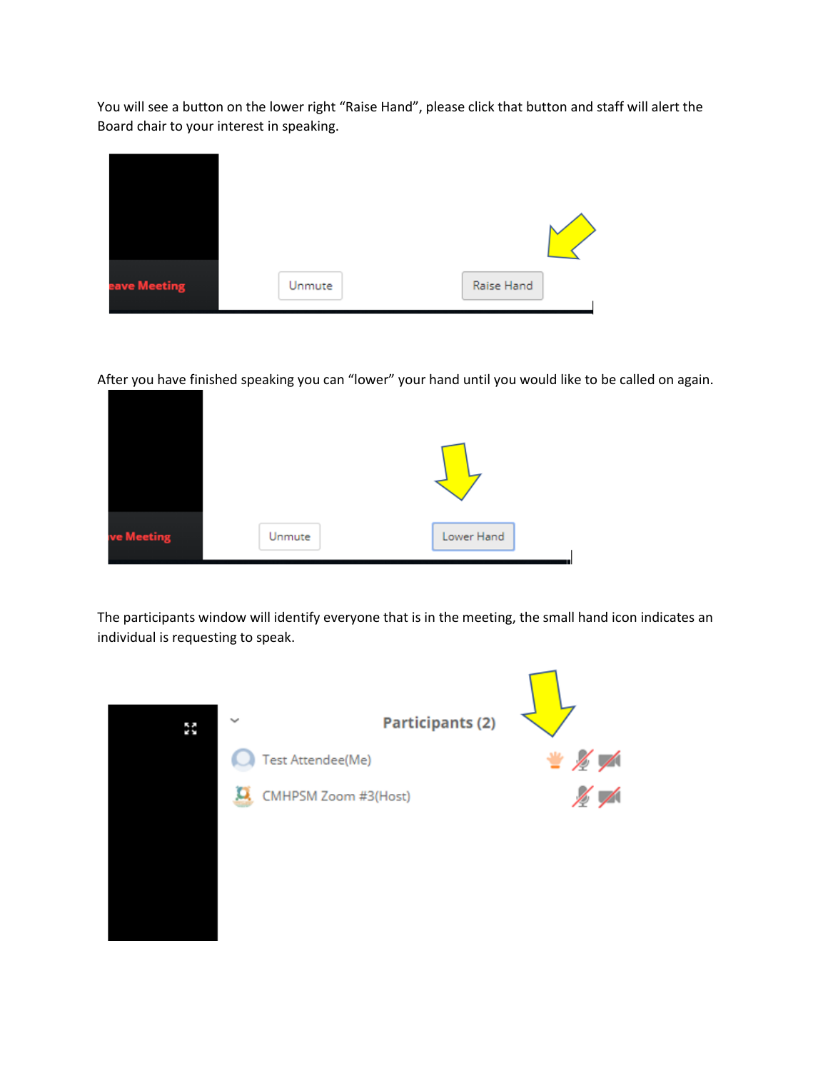You will see a button on the lower right “Raise Hand”, please click that button and staff will alert the Board chair to your interest in speaking.

After you have finished speaking you can “lower” your hand until you would like to be called on again.

The participants window will identify everyone that is in the meeting, the small hand icon indicates an individual is requesting to speak.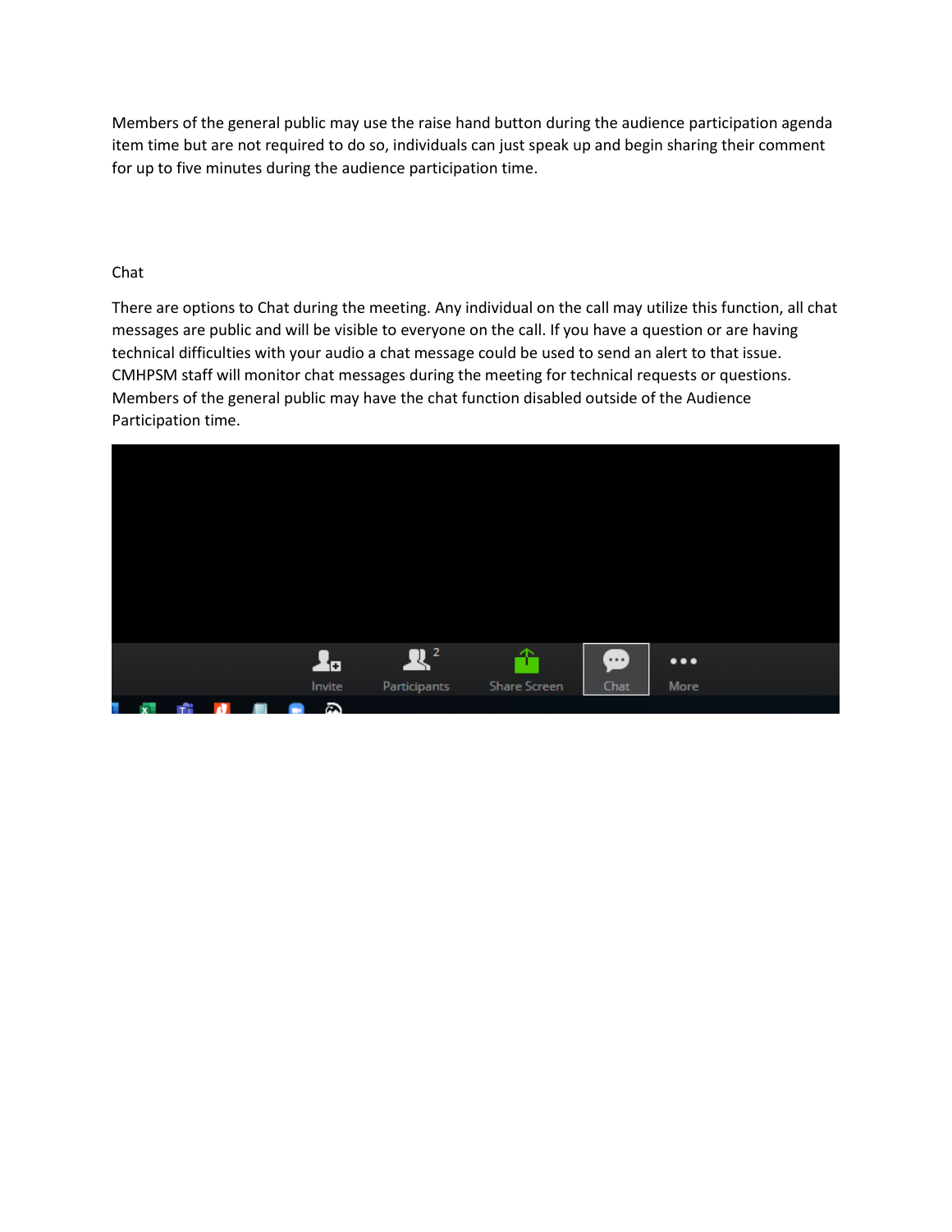Members of the general public may use the raise hand button during the audience participation agenda item time but are not required to do so, individuals can just speak up and begin sharing their comment for up to five minutes during the audience participation time.

## Chat

There are options to Chat during the meeting. Any individual on the call may utilize this function, all chat messages are public and will be visible to everyone on the call. If you have a question or are having technical difficulties with your audio a chat message could be used to send an alert to that issue. CMHPSM staff will monitor chat messages during the meeting for technical requests or questions. Members of the general public may have the chat function disabled outside of the Audience Participation time.